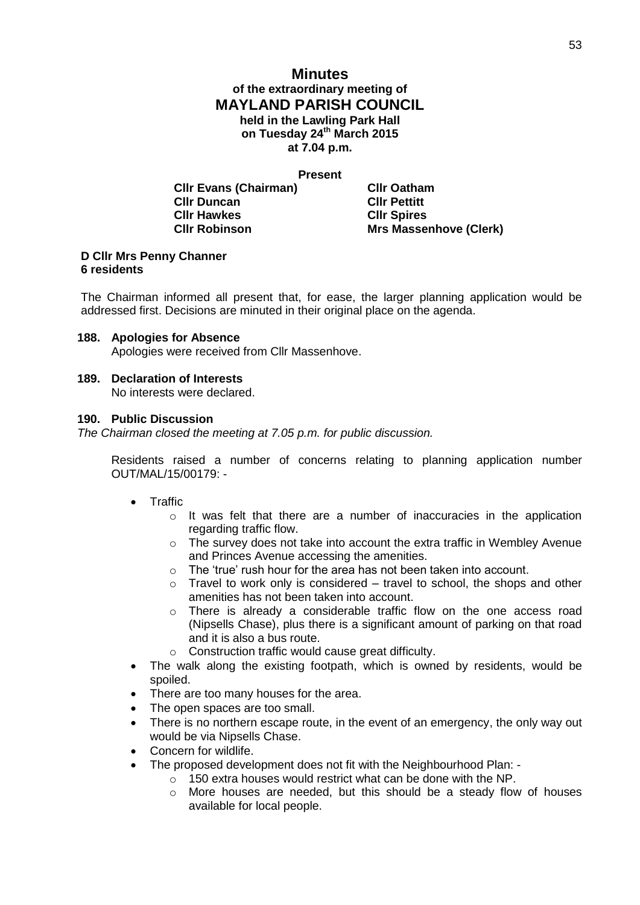# Minutes

## of the extraordinary meeting of MAYLAND PARISH COUNCIL

**held in the Lawling Park Hall**
**on Tuesday 24th March 2015**
**at 7.04 p.m.**

**Present**

| | |
|---|---|
| **Cllr Evans (Chairman)** | **Cllr Oatham** |
| **Cllr Duncan** | **Cllr Pettitt** |
| **Cllr Hawkes** | **Cllr Spires** |
| **Cllr Robinson** | **Mrs Massenhove (Clerk)** |

**D Cllr Mrs Penny Channer**
**6 residents**

The Chairman informed all present that, for ease, the larger planning application would be addressed first. Decisions are minuted in their original place on the agenda.

### 188. Apologies for Absence

Apologies were received from Cllr Massenhove.

### 189. Declaration of Interests

No interests were declared.

### 190. Public Discussion

*The Chairman closed the meeting at 7.05 p.m. for public discussion.*

Residents raised a number of concerns relating to planning application number OUT/MAL/15/00179: -

- Traffic
  - It was felt that there are a number of inaccuracies in the application regarding traffic flow.
  - The survey does not take into account the extra traffic in Wembley Avenue and Princes Avenue accessing the amenities.
  - The 'true' rush hour for the area has not been taken into account.
  - Travel to work only is considered – travel to school, the shops and other amenities has not been taken into account.
  - There is already a considerable traffic flow on the one access road (Nipsells Chase), plus there is a significant amount of parking on that road and it is also a bus route.
  - Construction traffic would cause great difficulty.
- The walk along the existing footpath, which is owned by residents, would be spoiled.
- There are too many houses for the area.
- The open spaces are too small.
- There is no northern escape route, in the event of an emergency, the only way out would be via Nipsells Chase.
- Concern for wildlife.
- The proposed development does not fit with the Neighbourhood Plan: -
  - 150 extra houses would restrict what can be done with the NP.
  - More houses are needed, but this should be a steady flow of houses available for local people.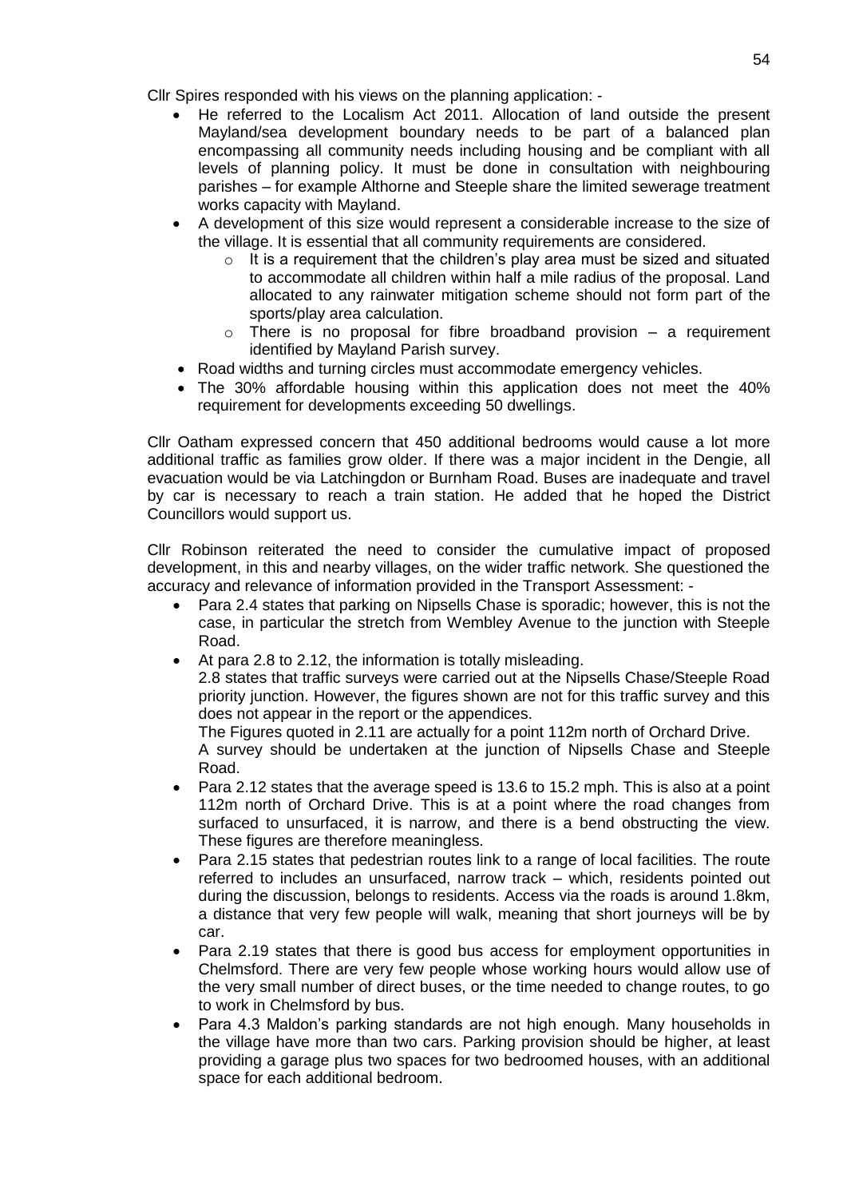Cllr Spires responded with his views on the planning application: -

- He referred to the Localism Act 2011. Allocation of land outside the present Mayland/sea development boundary needs to be part of a balanced plan encompassing all community needs including housing and be compliant with all levels of planning policy. It must be done in consultation with neighbouring parishes – for example Althorne and Steeple share the limited sewerage treatment works capacity with Mayland.
- A development of this size would represent a considerable increase to the size of the village. It is essential that all community requirements are considered.
    - It is a requirement that the children's play area must be sized and situated to accommodate all children within half a mile radius of the proposal. Land allocated to any rainwater mitigation scheme should not form part of the sports/play area calculation.
    - There is no proposal for fibre broadband provision – a requirement identified by Mayland Parish survey.
- Road widths and turning circles must accommodate emergency vehicles.
- The 30% affordable housing within this application does not meet the 40% requirement for developments exceeding 50 dwellings.

Cllr Oatham expressed concern that 450 additional bedrooms would cause a lot more additional traffic as families grow older. If there was a major incident in the Dengie, all evacuation would be via Latchingdon or Burnham Road. Buses are inadequate and travel by car is necessary to reach a train station. He added that he hoped the District Councillors would support us.

Cllr Robinson reiterated the need to consider the cumulative impact of proposed development, in this and nearby villages, on the wider traffic network. She questioned the accuracy and relevance of information provided in the Transport Assessment: -

- Para 2.4 states that parking on Nipsells Chase is sporadic; however, this is not the case, in particular the stretch from Wembley Avenue to the junction with Steeple Road.
- At para 2.8 to 2.12, the information is totally misleading.
  2.8 states that traffic surveys were carried out at the Nipsells Chase/Steeple Road priority junction. However, the figures shown are not for this traffic survey and this does not appear in the report or the appendices.
  The Figures quoted in 2.11 are actually for a point 112m north of Orchard Drive.
  A survey should be undertaken at the junction of Nipsells Chase and Steeple Road.
- Para 2.12 states that the average speed is 13.6 to 15.2 mph. This is also at a point 112m north of Orchard Drive. This is at a point where the road changes from surfaced to unsurfaced, it is narrow, and there is a bend obstructing the view. These figures are therefore meaningless.
- Para 2.15 states that pedestrian routes link to a range of local facilities. The route referred to includes an unsurfaced, narrow track – which, residents pointed out during the discussion, belongs to residents. Access via the roads is around 1.8km, a distance that very few people will walk, meaning that short journeys will be by car.
- Para 2.19 states that there is good bus access for employment opportunities in Chelmsford. There are very few people whose working hours would allow use of the very small number of direct buses, or the time needed to change routes, to go to work in Chelmsford by bus.
- Para 4.3 Maldon's parking standards are not high enough. Many households in the village have more than two cars. Parking provision should be higher, at least providing a garage plus two spaces for two bedroomed houses, with an additional space for each additional bedroom.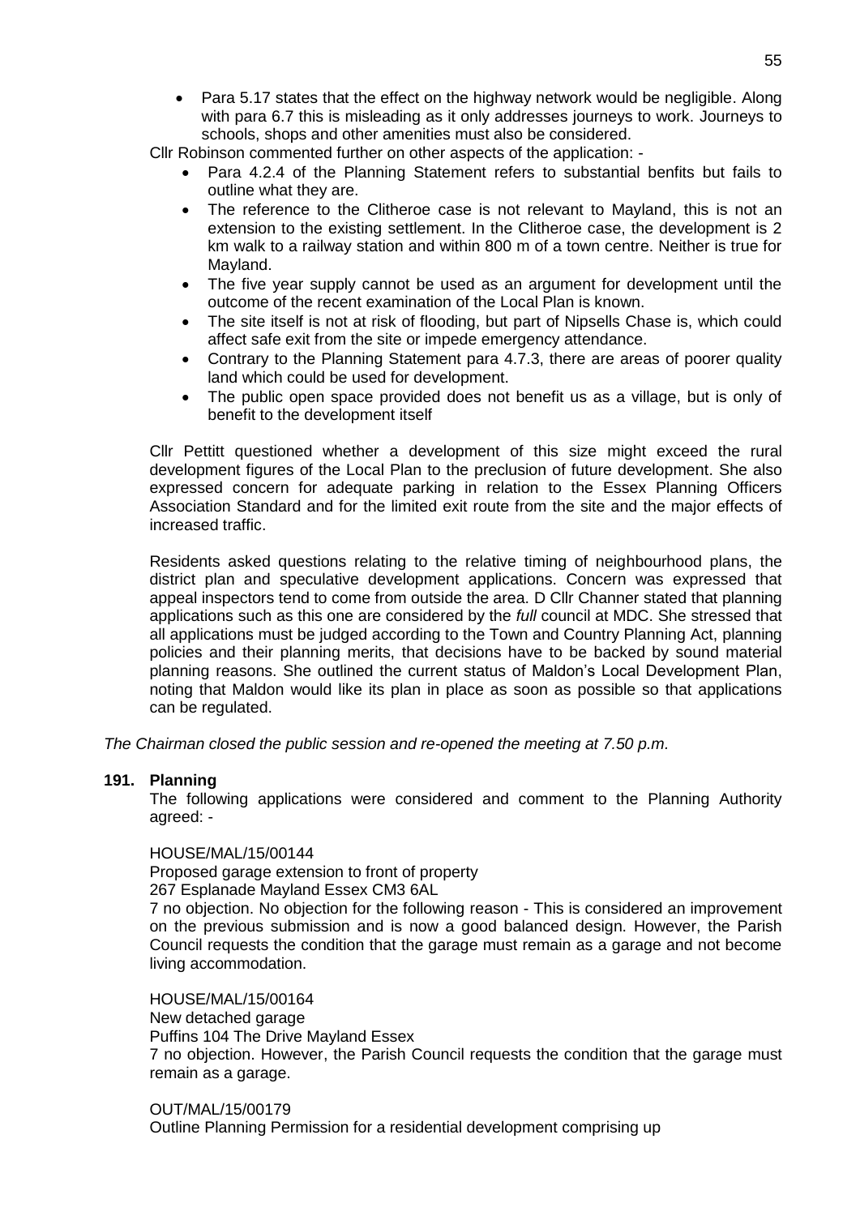- Para 5.17 states that the effect on the highway network would be negligible. Along with para 6.7 this is misleading as it only addresses journeys to work. Journeys to schools, shops and other amenities must also be considered.

Cllr Robinson commented further on other aspects of the application: -

- Para 4.2.4 of the Planning Statement refers to substantial benfits but fails to outline what they are.
- The reference to the Clitheroe case is not relevant to Mayland, this is not an extension to the existing settlement. In the Clitheroe case, the development is 2 km walk to a railway station and within 800 m of a town centre. Neither is true for Mayland.
- The five year supply cannot be used as an argument for development until the outcome of the recent examination of the Local Plan is known.
- The site itself is not at risk of flooding, but part of Nipsells Chase is, which could affect safe exit from the site or impede emergency attendance.
- Contrary to the Planning Statement para 4.7.3, there are areas of poorer quality land which could be used for development.
- The public open space provided does not benefit us as a village, but is only of benefit to the development itself

Cllr Pettitt questioned whether a development of this size might exceed the rural development figures of the Local Plan to the preclusion of future development. She also expressed concern for adequate parking in relation to the Essex Planning Officers Association Standard and for the limited exit route from the site and the major effects of increased traffic.

Residents asked questions relating to the relative timing of neighbourhood plans, the district plan and speculative development applications. Concern was expressed that appeal inspectors tend to come from outside the area. D Cllr Channer stated that planning applications such as this one are considered by the *full* council at MDC. She stressed that all applications must be judged according to the Town and Country Planning Act, planning policies and their planning merits, that decisions have to be backed by sound material planning reasons. She outlined the current status of Maldon's Local Development Plan, noting that Maldon would like its plan in place as soon as possible so that applications can be regulated.

*The Chairman closed the public session and re-opened the meeting at 7.50 p.m.*

## 191. Planning

The following applications were considered and comment to the Planning Authority agreed: -

HOUSE/MAL/15/00144
Proposed garage extension to front of property
267 Esplanade Mayland Essex CM3 6AL
7 no objection. No objection for the following reason - This is considered an improvement on the previous submission and is now a good balanced design. However, the Parish Council requests the condition that the garage must remain as a garage and not become living accommodation.

HOUSE/MAL/15/00164
New detached garage
Puffins 104 The Drive Mayland Essex
7 no objection. However, the Parish Council requests the condition that the garage must remain as a garage.

OUT/MAL/15/00179
Outline Planning Permission for a residential development comprising up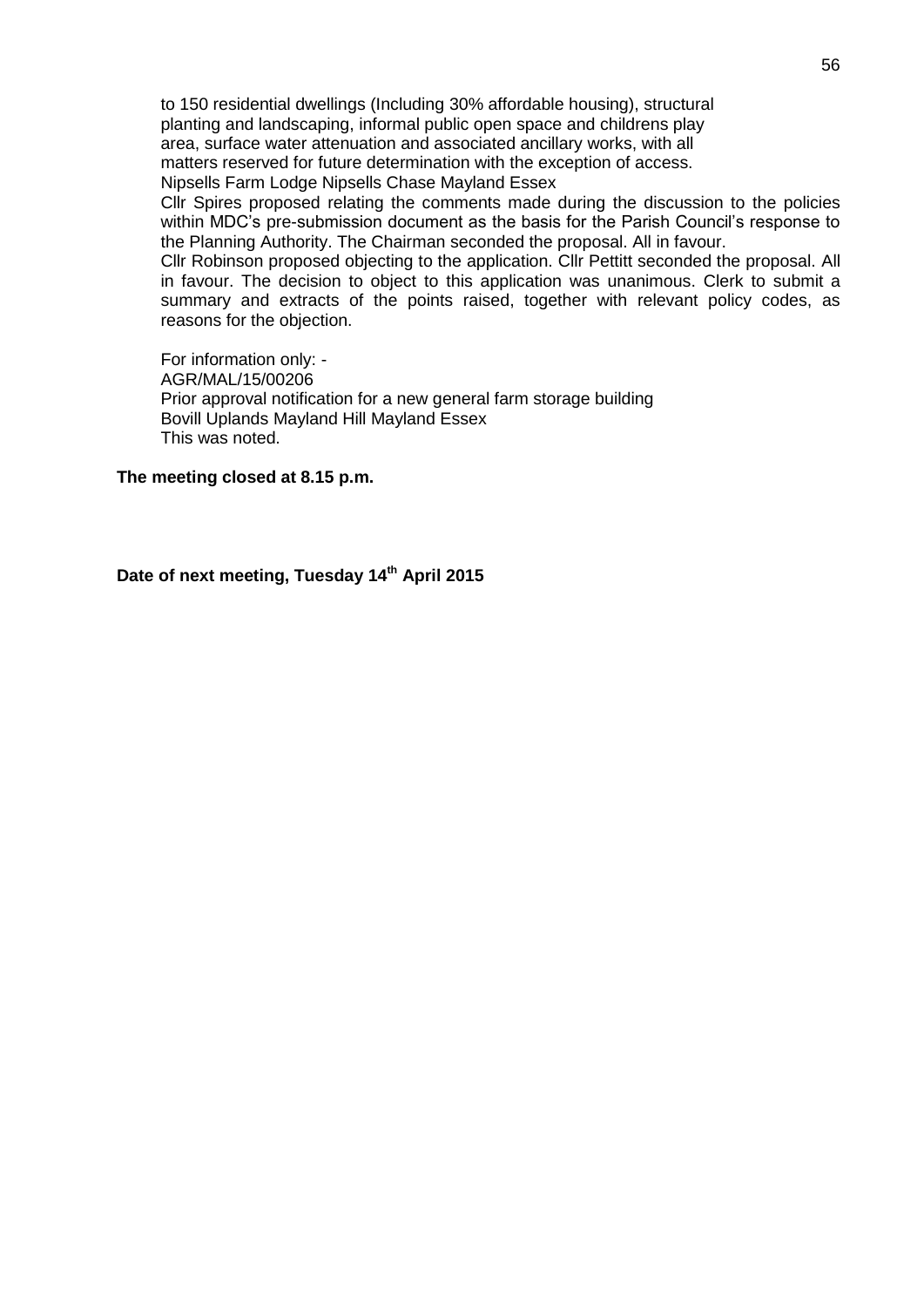to 150 residential dwellings (Including 30% affordable housing), structural planting and landscaping, informal public open space and childrens play area, surface water attenuation and associated ancillary works, with all matters reserved for future determination with the exception of access.
Nipsells Farm Lodge Nipsells Chase Mayland Essex
Cllr Spires proposed relating the comments made during the discussion to the policies within MDC's pre-submission document as the basis for the Parish Council's response to the Planning Authority. The Chairman seconded the proposal. All in favour.
Cllr Robinson proposed objecting to the application. Cllr Pettitt seconded the proposal. All in favour. The decision to object to this application was unanimous. Clerk to submit a summary and extracts of the points raised, together with relevant policy codes, as reasons for the objection.

For information only: -
AGR/MAL/15/00206
Prior approval notification for a new general farm storage building
Bovill Uplands Mayland Hill Mayland Essex
This was noted.

**The meeting closed at 8.15 p.m.**

**Date of next meeting, Tuesday 14th April 2015**